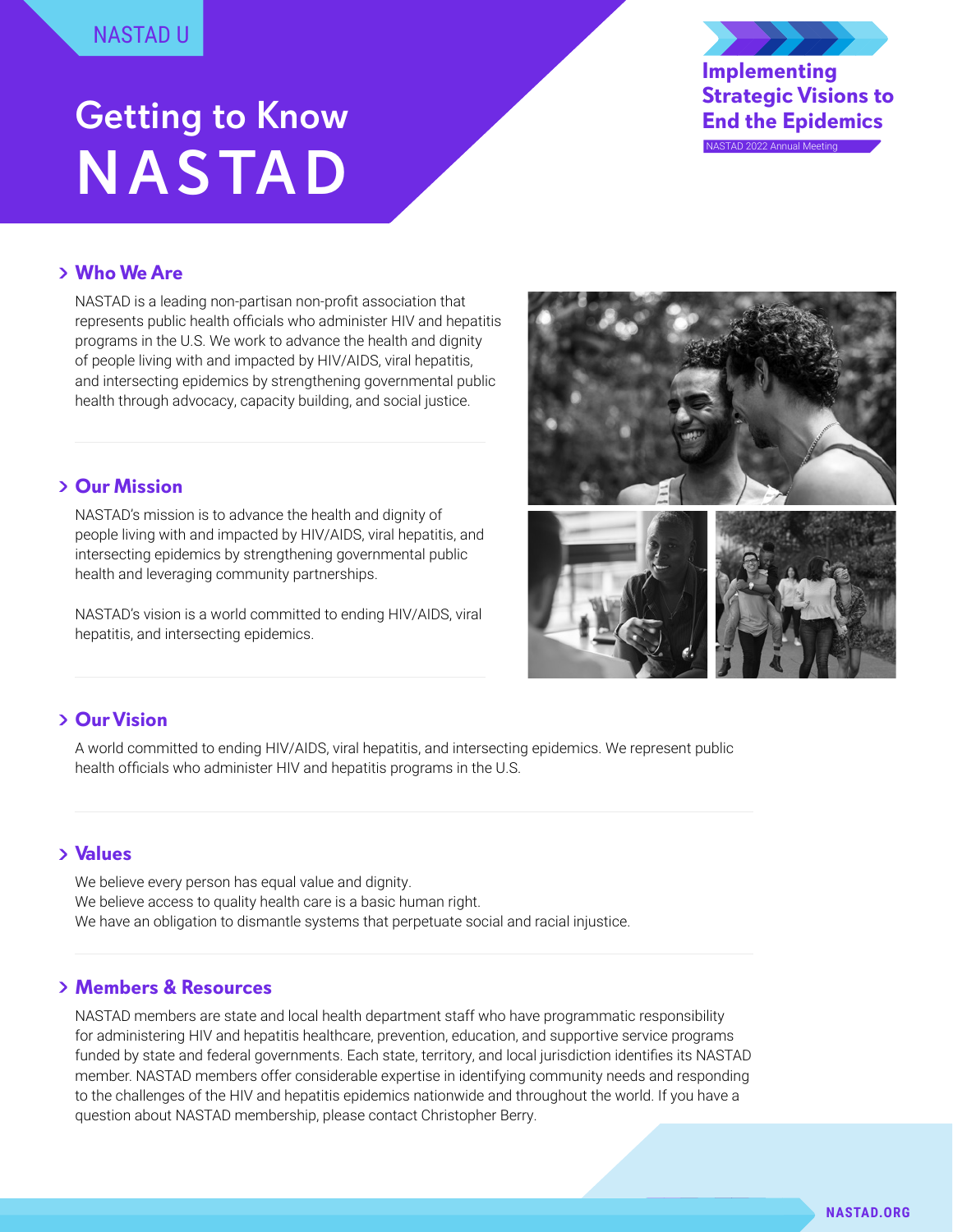NASTAD U

# Getting to Know NASTAD

**Implementing Strategic Visions to End the Epidemics**

NASTAD 2022 Annual Meeting

## Who We Are

NASTAD is a leading non-partisan non-profit association that represents public health officials who administer HIV and hepatitis programs in the U.S. We work to advance the health and dignity of people living with and impacted by HIV/AIDS, viral hepatitis, and intersecting epidemics by strengthening governmental public health through advocacy, capacity building, and social justice.

## Our Mission

NASTAD's mission is to advance the health and dignity of people living with and impacted by HIV/AIDS, viral hepatitis, and intersecting epidemics by strengthening governmental public health and leveraging community partnerships.

NASTAD's vision is a world committed to ending HIV/AIDS, viral hepatitis, and intersecting epidemics.

## Our Vision

A world committed to ending HIV/AIDS, viral hepatitis, and intersecting epidemics. We represent public health officials who administer HIV and hepatitis programs in the U.S.

## Values

We believe every person has equal value and dignity.
We believe access to quality health care is a basic human right.
We have an obligation to dismantle systems that perpetuate social and racial injustice.

## Members & Resources

NASTAD members are state and local health department staff who have programmatic responsibility for administering HIV and hepatitis healthcare, prevention, education, and supportive service programs funded by state and federal governments. Each state, territory, and local jurisdiction identifies its NASTAD member. NASTAD members offer considerable expertise in identifying community needs and responding to the challenges of the HIV and hepatitis epidemics nationwide and throughout the world. If you have a question about NASTAD membership, please contact Christopher Berry.

NASTAD.ORG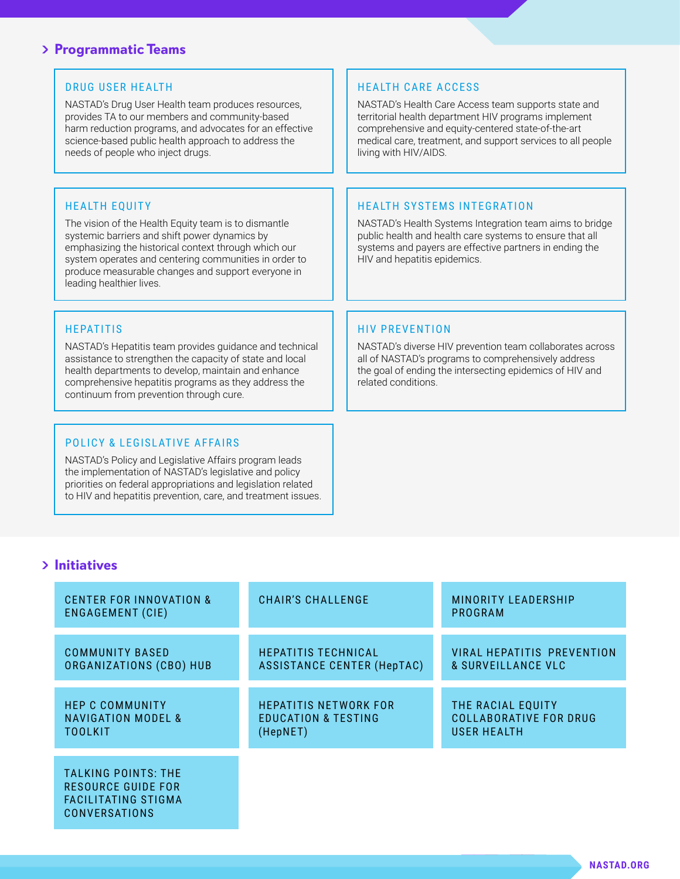## Programmatic Teams

### DRUG USER HEALTH

NASTAD's Drug User Health team produces resources, provides TA to our members and community-based harm reduction programs, and advocates for an effective science-based public health approach to address the needs of people who inject drugs.

### HEALTH CARE ACCESS

NASTAD's Health Care Access team supports state and territorial health department HIV programs implement comprehensive and equity-centered state-of-the-art medical care, treatment, and support services to all people living with HIV/AIDS.

### HEALTH EQUITY

The vision of the Health Equity team is to dismantle systemic barriers and shift power dynamics by emphasizing the historical context through which our system operates and centering communities in order to produce measurable changes and support everyone in leading healthier lives.

### HEALTH SYSTEMS INTEGRATION

NASTAD's Health Systems Integration team aims to bridge public health and health care systems to ensure that all systems and payers are effective partners in ending the HIV and hepatitis epidemics.

### HEPATITIS

NASTAD's Hepatitis team provides guidance and technical assistance to strengthen the capacity of state and local health departments to develop, maintain and enhance comprehensive hepatitis programs as they address the continuum from prevention through cure.

### HIV PREVENTION

NASTAD's diverse HIV prevention team collaborates across all of NASTAD's programs to comprehensively address the goal of ending the intersecting epidemics of HIV and related conditions.

### POLICY & LEGISLATIVE AFFAIRS

NASTAD's Policy and Legislative Affairs program leads the implementation of NASTAD's legislative and policy priorities on federal appropriations and legislation related to HIV and hepatitis prevention, care, and treatment issues.

## Initiatives

- CENTER FOR INNOVATION & ENGAGEMENT (CIE)
- CHAIR'S CHALLENGE
- MINORITY LEADERSHIP PROGRAM
- COMMUNITY BASED ORGANIZATIONS (CBO) HUB
- HEPATITIS TECHNICAL ASSISTANCE CENTER (HepTAC)
- VIRAL HEPATITIS PREVENTION & SURVEILLANCE VLC
- HEP C COMMUNITY NAVIGATION MODEL & TOOLKIT
- HEPATITIS NETWORK FOR EDUCATION & TESTING (HepNET)
- THE RACIAL EQUITY COLLABORATIVE FOR DRUG USER HEALTH
- TALKING POINTS: THE RESOURCE GUIDE FOR FACILITATING STIGMA CONVERSATIONS